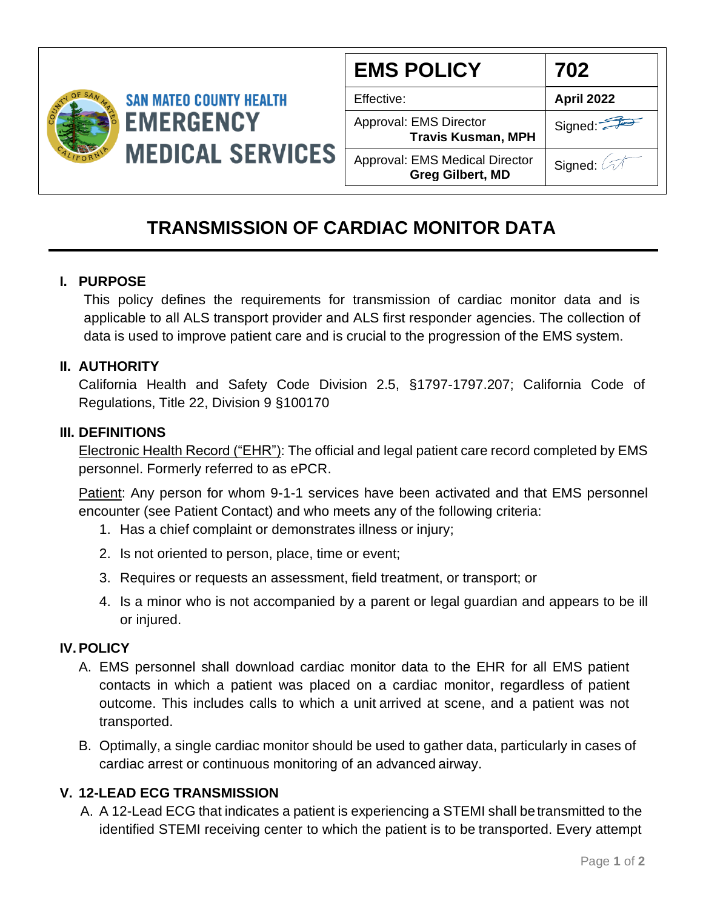SAN MATEO COUNTY HEALTH
EMERGENCY MEDICAL SERVICES

| EMS POLICY | 702 |
|---|---|
| Effective: | April 2022 |
| Approval: EMS Director **Travis Kusman, MPH** | Signed: |
| Approval: EMS Medical Director **Greg Gilbert, MD** | Signed: |

# TRANSMISSION OF CARDIAC MONITOR DATA

## I. PURPOSE

This policy defines the requirements for transmission of cardiac monitor data and is applicable to all ALS transport provider and ALS first responder agencies. The collection of data is used to improve patient care and is crucial to the progression of the EMS system.

## II. AUTHORITY

California Health and Safety Code Division 2.5, §1797-1797.207; California Code of Regulations, Title 22, Division 9 §100170

## III. DEFINITIONS

Electronic Health Record ("EHR"): The official and legal patient care record completed by EMS personnel. Formerly referred to as ePCR.

Patient: Any person for whom 9-1-1 services have been activated and that EMS personnel encounter (see Patient Contact) and who meets any of the following criteria:

1. Has a chief complaint or demonstrates illness or injury;
2. Is not oriented to person, place, time or event;
3. Requires or requests an assessment, field treatment, or transport; or
4. Is a minor who is not accompanied by a parent or legal guardian and appears to be ill or injured.

## IV. POLICY

A. EMS personnel shall download cardiac monitor data to the EHR for all EMS patient contacts in which a patient was placed on a cardiac monitor, regardless of patient outcome. This includes calls to which a unit arrived at scene, and a patient was not transported.

B. Optimally, a single cardiac monitor should be used to gather data, particularly in cases of cardiac arrest or continuous monitoring of an advanced airway.

## V. 12-LEAD ECG TRANSMISSION

A. A 12-Lead ECG that indicates a patient is experiencing a STEMI shall be transmitted to the identified STEMI receiving center to which the patient is to be transported. Every attempt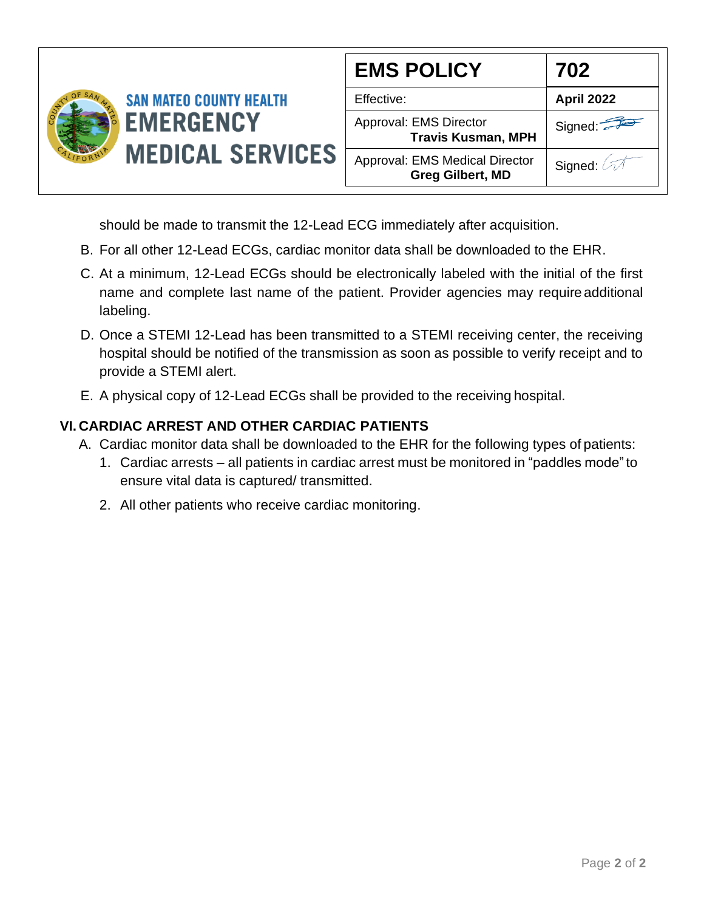should be made to transmit the 12-Lead ECG immediately after acquisition.

B. For all other 12-Lead ECGs, cardiac monitor data shall be downloaded to the EHR.

C. At a minimum, 12-Lead ECGs should be electronically labeled with the initial of the first name and complete last name of the patient. Provider agencies may require additional labeling.

D. Once a STEMI 12-Lead has been transmitted to a STEMI receiving center, the receiving hospital should be notified of the transmission as soon as possible to verify receipt and to provide a STEMI alert.

E. A physical copy of 12-Lead ECGs shall be provided to the receiving hospital.

## VI. CARDIAC ARREST AND OTHER CARDIAC PATIENTS

A. Cardiac monitor data shall be downloaded to the EHR for the following types of patients:

1. Cardiac arrests – all patients in cardiac arrest must be monitored in "paddles mode" to ensure vital data is captured/ transmitted.
2. All other patients who receive cardiac monitoring.